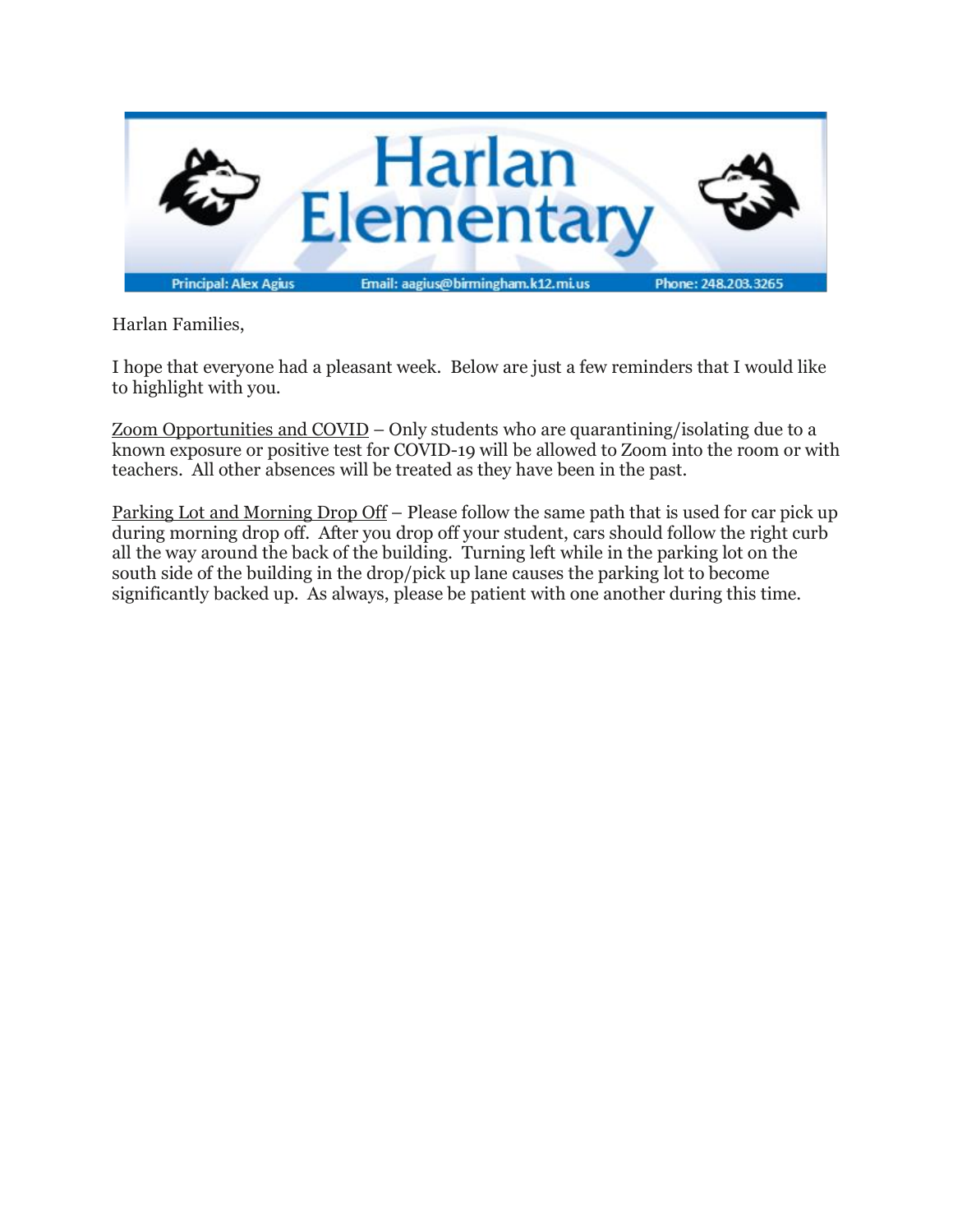# Harlan Elementary

Principal: Alex Agius | Email: aagius@birmingham.k12.mi.us | Phone: 248.203.3265

Harlan Families,

I hope that everyone had a pleasant week. Below are just a few reminders that I would like to highlight with you.

Zoom Opportunities and COVID – Only students who are quarantining/isolating due to a known exposure or positive test for COVID-19 will be allowed to Zoom into the room or with teachers. All other absences will be treated as they have been in the past.

Parking Lot and Morning Drop Off – Please follow the same path that is used for car pick up during morning drop off. After you drop off your student, cars should follow the right curb all the way around the back of the building. Turning left while in the parking lot on the south side of the building in the drop/pick up lane causes the parking lot to become significantly backed up. As always, please be patient with one another during this time.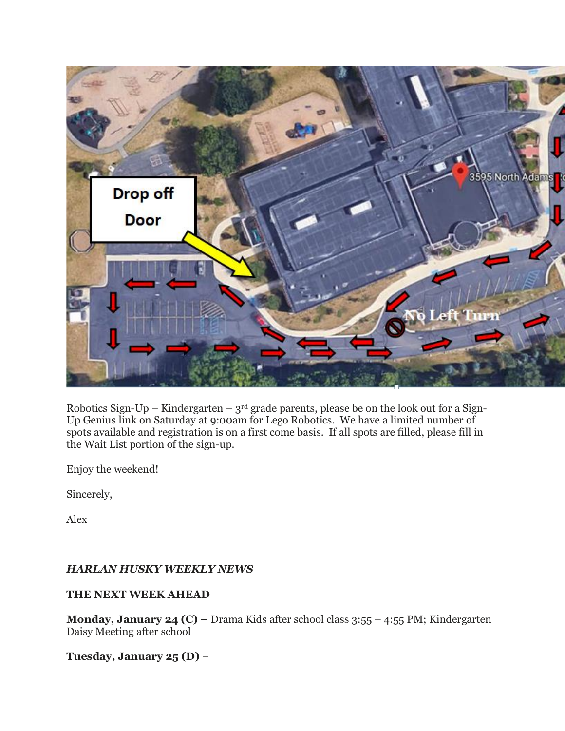Robotics Sign-Up – Kindergarten – 3rd grade parents, please be on the look out for a Sign-Up Genius link on Saturday at 9:00am for Lego Robotics. We have a limited number of spots available and registration is on a first come basis. If all spots are filled, please fill in the Wait List portion of the sign-up.

Enjoy the weekend!

Sincerely,

Alex

***HARLAN HUSKY WEEKLY NEWS***

**THE NEXT WEEK AHEAD**

**Monday, January 24 (C) –** Drama Kids after school class 3:55 – 4:55 PM; Kindergarten Daisy Meeting after school

**Tuesday, January 25 (D)** –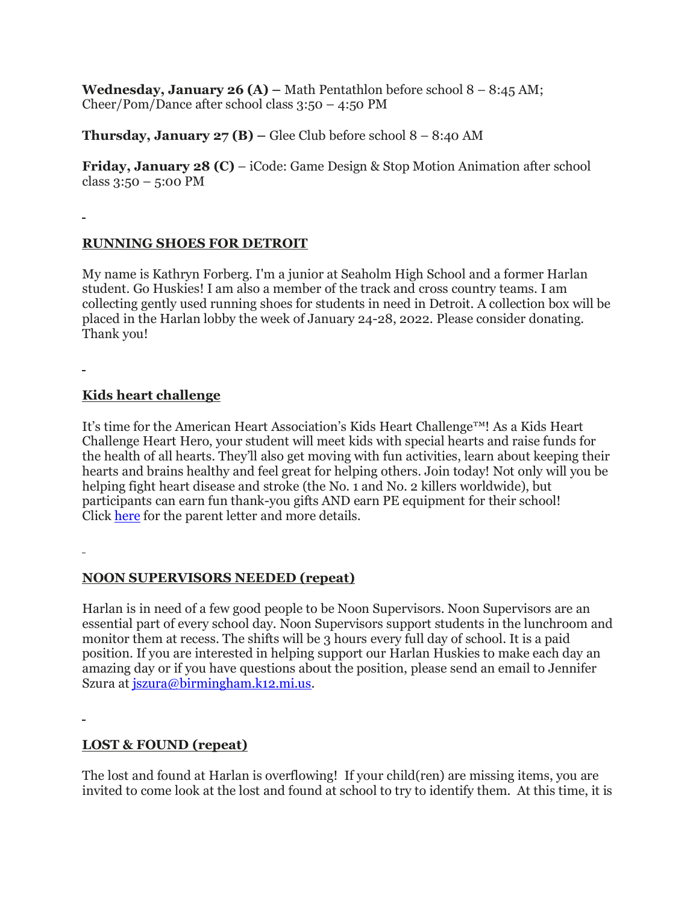**Wednesday, January 26 (A) –** Math Pentathlon before school 8 – 8:45 AM; Cheer/Pom/Dance after school class 3:50 – 4:50 PM

**Thursday, January 27 (B) –** Glee Club before school 8 – 8:40 AM

**Friday, January 28 (C)** – iCode: Game Design & Stop Motion Animation after school class 3:50 – 5:00 PM

## RUNNING SHOES FOR DETROIT

My name is Kathryn Forberg. I'm a junior at Seaholm High School and a former Harlan student. Go Huskies! I am also a member of the track and cross country teams. I am collecting gently used running shoes for students in need in Detroit. A collection box will be placed in the Harlan lobby the week of January 24-28, 2022. Please consider donating. Thank you!

## Kids heart challenge

It's time for the American Heart Association's Kids Heart Challenge™! As a Kids Heart Challenge Heart Hero, your student will meet kids with special hearts and raise funds for the health of all hearts. They'll also get moving with fun activities, learn about keeping their hearts and brains healthy and feel great for helping others. Join today! Not only will you be helping fight heart disease and stroke (the No. 1 and No. 2 killers worldwide), but participants can earn fun thank-you gifts AND earn PE equipment for their school! Click here for the parent letter and more details.

## NOON SUPERVISORS NEEDED (repeat)

Harlan is in need of a few good people to be Noon Supervisors. Noon Supervisors are an essential part of every school day. Noon Supervisors support students in the lunchroom and monitor them at recess. The shifts will be 3 hours every full day of school. It is a paid position. If you are interested in helping support our Harlan Huskies to make each day an amazing day or if you have questions about the position, please send an email to Jennifer Szura at jszura@birmingham.k12.mi.us.

## LOST & FOUND (repeat)

The lost and found at Harlan is overflowing! If your child(ren) are missing items, you are invited to come look at the lost and found at school to try to identify them. At this time, it is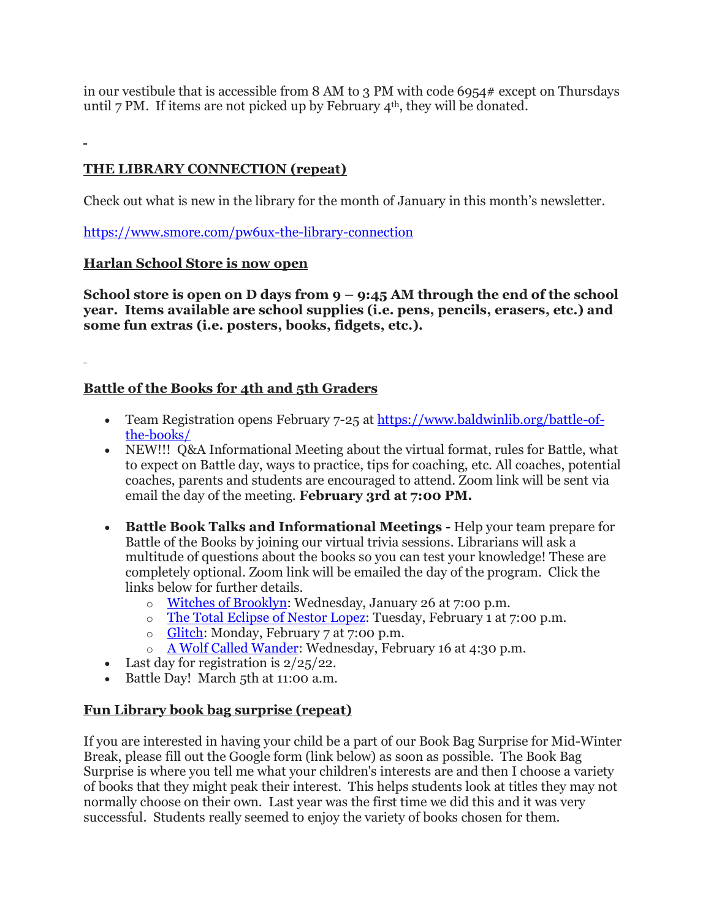in our vestibule that is accessible from 8 AM to 3 PM with code 6954# except on Thursdays until 7 PM. If items are not picked up by February 4th, they will be donated.

**THE LIBRARY CONNECTION (repeat)**

Check out what is new in the library for the month of January in this month's newsletter.

https://www.smore.com/pw6ux-the-library-connection

**Harlan School Store is now open**

**School store is open on D days from 9 – 9:45 AM through the end of the school year. Items available are school supplies (i.e. pens, pencils, erasers, etc.) and some fun extras (i.e. posters, books, fidgets, etc.).**

**Battle of the Books for 4th and 5th Graders**

- Team Registration opens February 7-25 at https://www.baldwinlib.org/battle-of-the-books/
- NEW!!! Q&A Informational Meeting about the virtual format, rules for Battle, what to expect on Battle day, ways to practice, tips for coaching, etc. All coaches, potential coaches, parents and students are encouraged to attend. Zoom link will be sent via email the day of the meeting. **February 3rd at 7:00 PM.**
- **Battle Book Talks and Informational Meetings -** Help your team prepare for Battle of the Books by joining our virtual trivia sessions. Librarians will ask a multitude of questions about the books so you can test your knowledge! These are completely optional. Zoom link will be emailed the day of the program. Click the links below for further details.
  - Witches of Brooklyn: Wednesday, January 26 at 7:00 p.m.
  - The Total Eclipse of Nestor Lopez: Tuesday, February 1 at 7:00 p.m.
  - Glitch: Monday, February 7 at 7:00 p.m.
  - A Wolf Called Wander: Wednesday, February 16 at 4:30 p.m.
- Last day for registration is 2/25/22.
- Battle Day! March 5th at 11:00 a.m.

**Fun Library book bag surprise (repeat)**

If you are interested in having your child be a part of our Book Bag Surprise for Mid-Winter Break, please fill out the Google form (link below) as soon as possible. The Book Bag Surprise is where you tell me what your children's interests are and then I choose a variety of books that they might peak their interest. This helps students look at titles they may not normally choose on their own. Last year was the first time we did this and it was very successful. Students really seemed to enjoy the variety of books chosen for them.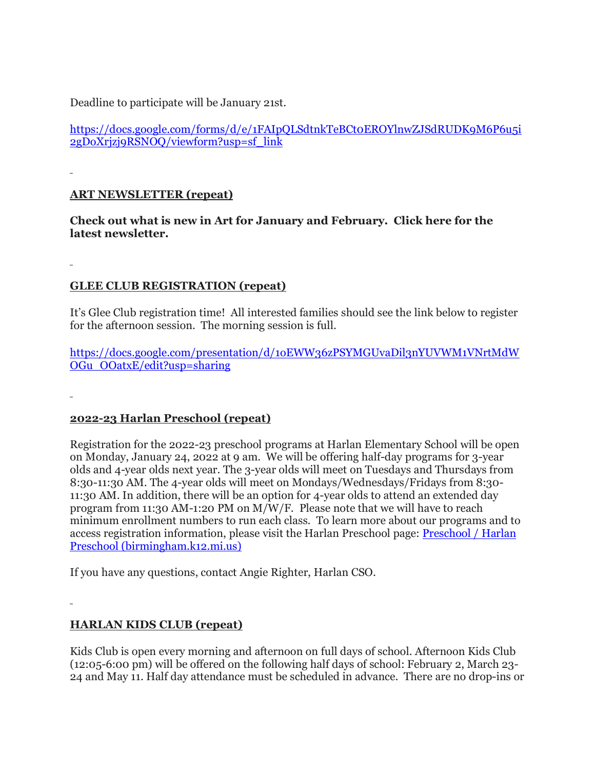Deadline to participate will be January 21st.

[https://docs.google.com/forms/d/e/1FAIpQLSdtnkTeBCt0EROYlnwZJSdRUDK9M6P6u5i2gDoXrjzj9RSNOQ/viewform?usp=sf_link](https://docs.google.com/forms/d/e/1FAIpQLSdtnkTeBCt0EROYlnwZJSdRUDK9M6P6u5i2gDoXrjzj9RSNOQ/viewform?usp=sf_link)

**ART NEWSLETTER (repeat)**

**Check out what is new in Art for January and February. Click here for the latest newsletter.**

**GLEE CLUB REGISTRATION (repeat)**

It's Glee Club registration time! All interested families should see the link below to register for the afternoon session. The morning session is full.

[https://docs.google.com/presentation/d/1oEWW36zPSYMGUvaDil3nYUVWM1VNrtMdWOGu_OOatxE/edit?usp=sharing](https://docs.google.com/presentation/d/1oEWW36zPSYMGUvaDil3nYUVWM1VNrtMdWOGu_OOatxE/edit?usp=sharing)

**2022-23 Harlan Preschool (repeat)**

Registration for the 2022-23 preschool programs at Harlan Elementary School will be open on Monday, January 24, 2022 at 9 am. We will be offering half-day programs for 3-year olds and 4-year olds next year. The 3-year olds will meet on Tuesdays and Thursdays from 8:30-11:30 AM. The 4-year olds will meet on Mondays/Wednesdays/Fridays from 8:30-11:30 AM. In addition, there will be an option for 4-year olds to attend an extended day program from 11:30 AM-1:20 PM on M/W/F. Please note that we will have to reach minimum enrollment numbers to run each class. To learn more about our programs and to access registration information, please visit the Harlan Preschool page: Preschool / Harlan Preschool (birmingham.k12.mi.us)

If you have any questions, contact Angie Righter, Harlan CSO.

**HARLAN KIDS CLUB (repeat)**

Kids Club is open every morning and afternoon on full days of school. Afternoon Kids Club (12:05-6:00 pm) will be offered on the following half days of school: February 2, March 23-24 and May 11. Half day attendance must be scheduled in advance. There are no drop-ins or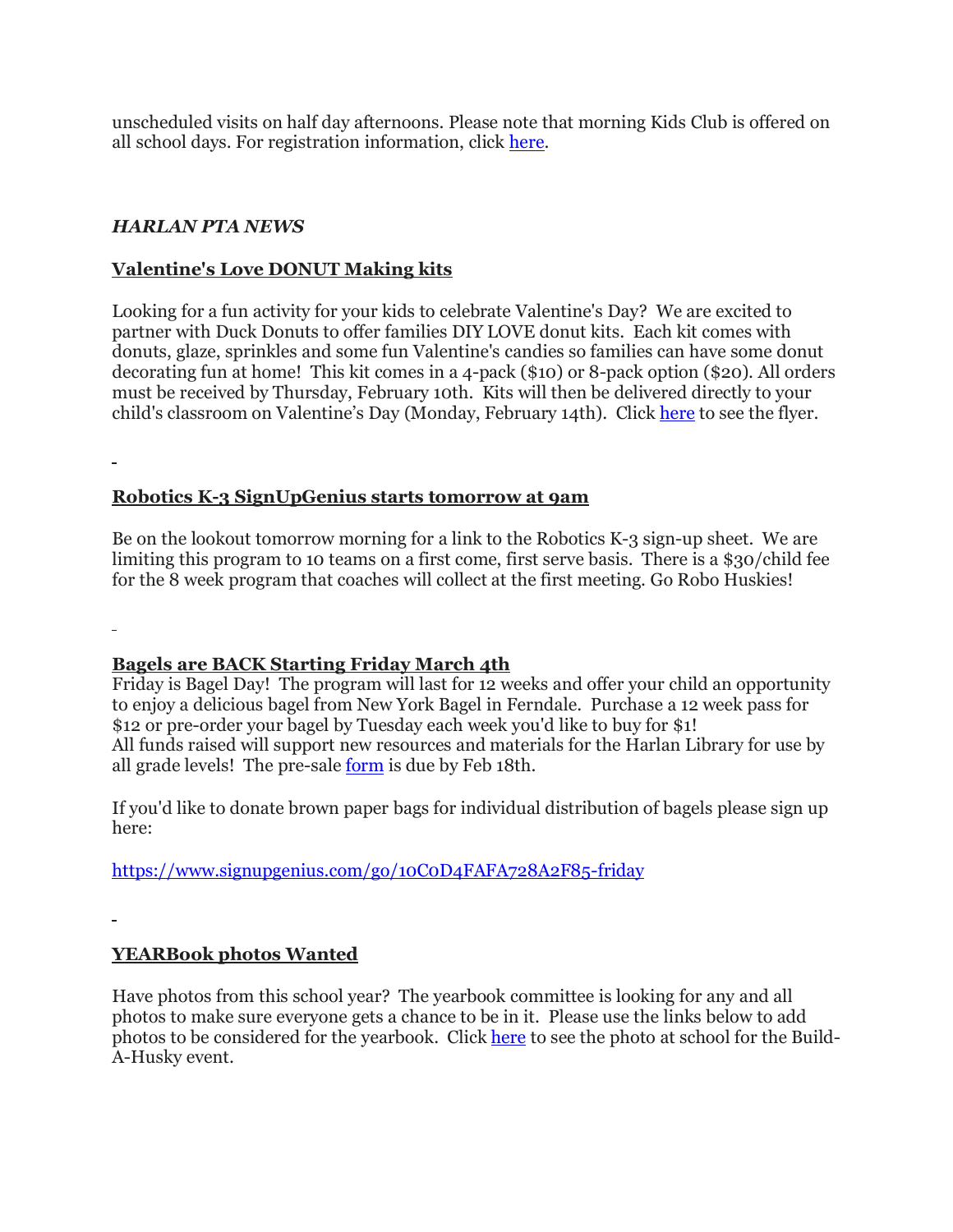unscheduled visits on half day afternoons. Please note that morning Kids Club is offered on all school days. For registration information, click here.

*HARLAN PTA NEWS*

**Valentine's Love DONUT Making kits**

Looking for a fun activity for your kids to celebrate Valentine's Day? We are excited to partner with Duck Donuts to offer families DIY LOVE donut kits. Each kit comes with donuts, glaze, sprinkles and some fun Valentine's candies so families can have some donut decorating fun at home! This kit comes in a 4-pack ($10) or 8-pack option ($20). All orders must be received by Thursday, February 10th. Kits will then be delivered directly to your child's classroom on Valentine's Day (Monday, February 14th). Click here to see the flyer.

**Robotics K-3 SignUpGenius starts tomorrow at 9am**

Be on the lookout tomorrow morning for a link to the Robotics K-3 sign-up sheet. We are limiting this program to 10 teams on a first come, first serve basis. There is a $30/child fee for the 8 week program that coaches will collect at the first meeting. Go Robo Huskies!

**Bagels are BACK Starting Friday March 4th**

Friday is Bagel Day! The program will last for 12 weeks and offer your child an opportunity to enjoy a delicious bagel from New York Bagel in Ferndale. Purchase a 12 week pass for $12 or pre-order your bagel by Tuesday each week you'd like to buy for $1!
All funds raised will support new resources and materials for the Harlan Library for use by all grade levels! The pre-sale form is due by Feb 18th.

If you'd like to donate brown paper bags for individual distribution of bagels please sign up here:

https://www.signupgenius.com/go/10C0D4FAFA728A2F85-friday

**YEARBook photos Wanted**

Have photos from this school year? The yearbook committee is looking for any and all photos to make sure everyone gets a chance to be in it. Please use the links below to add photos to be considered for the yearbook. Click here to see the photo at school for the Build-A-Husky event.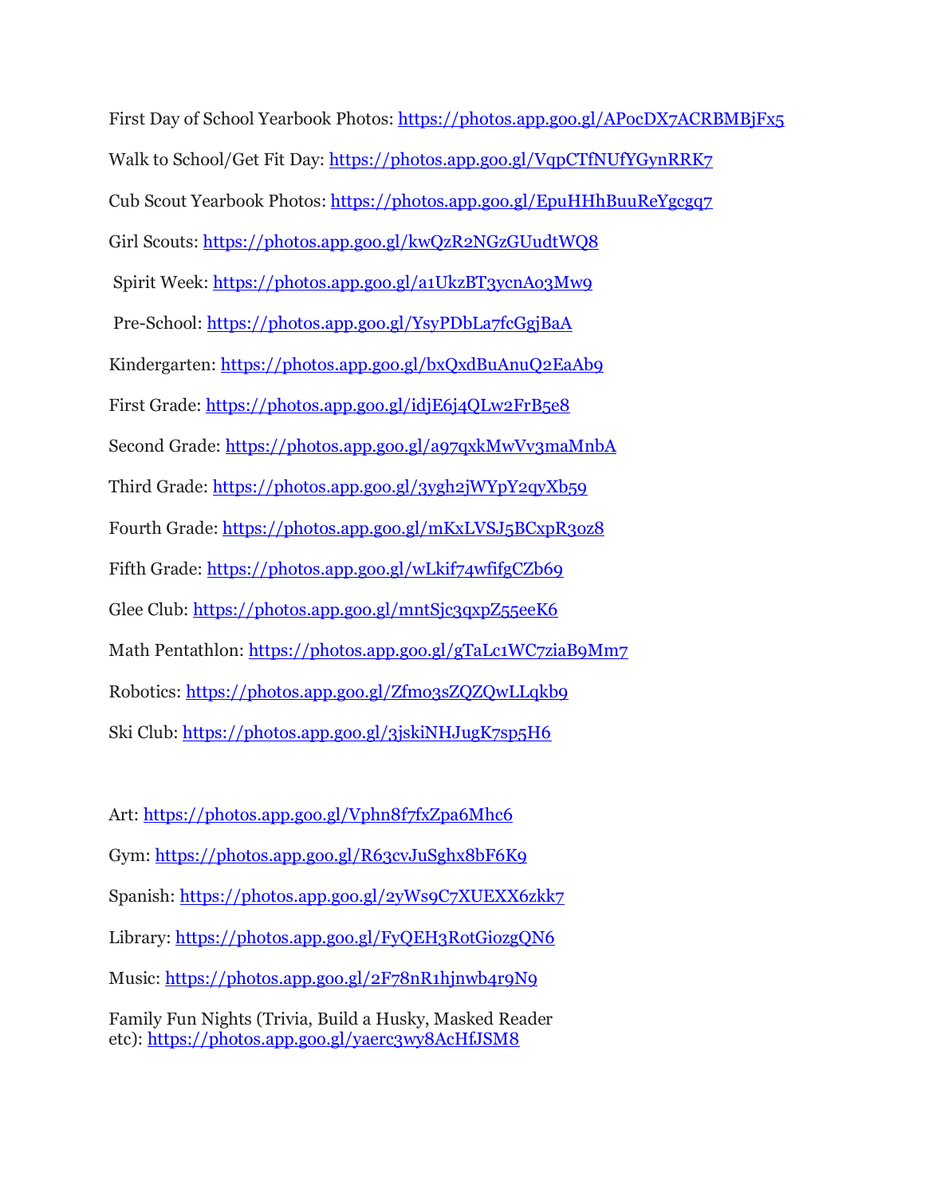First Day of School Yearbook Photos: https://photos.app.goo.gl/APocDX7ACRBMBjFx5

Walk to School/Get Fit Day: https://photos.app.goo.gl/VqpCTfNUfYGynRRK7

Cub Scout Yearbook Photos: https://photos.app.goo.gl/EpuHHhBuuReYgcgq7

Girl Scouts: https://photos.app.goo.gl/kwQzR2NGzGUudtWQ8

Spirit Week: https://photos.app.goo.gl/a1UkzBT3ycnAo3Mw9

Pre-School: https://photos.app.goo.gl/YsyPDbLa7fcGgjBaA

Kindergarten: https://photos.app.goo.gl/bxQxdBuAnuQ2EaAb9

First Grade: https://photos.app.goo.gl/idjE6j4QLw2FrB5e8

Second Grade: https://photos.app.goo.gl/a97qxkMwVv3maMnbA

Third Grade: https://photos.app.goo.gl/3ygh2jWYpY2qyXb59

Fourth Grade: https://photos.app.goo.gl/mKxLVSJ5BCxpR3oz8

Fifth Grade: https://photos.app.goo.gl/wLkif74wfifgCZb69

Glee Club: https://photos.app.goo.gl/mntSjc3qxpZ55eeK6

Math Pentathlon: https://photos.app.goo.gl/gTaLc1WC7ziaB9Mm7

Robotics: https://photos.app.goo.gl/Zfmo3sZQZQwLLqkb9

Ski Club: https://photos.app.goo.gl/3jskiNHJugK7sp5H6

Art: https://photos.app.goo.gl/Vphn8f7fxZpa6Mhc6

Gym: https://photos.app.goo.gl/R63cvJuSghx8bF6K9

Spanish: https://photos.app.goo.gl/2yWs9C7XUEXX6zkk7

Library: https://photos.app.goo.gl/FyQEH3RotGiozgQN6

Music: https://photos.app.goo.gl/2F78nR1hjnwb4r9N9

Family Fun Nights (Trivia, Build a Husky, Masked Reader etc): https://photos.app.goo.gl/yaerc3wy8AcHfJSM8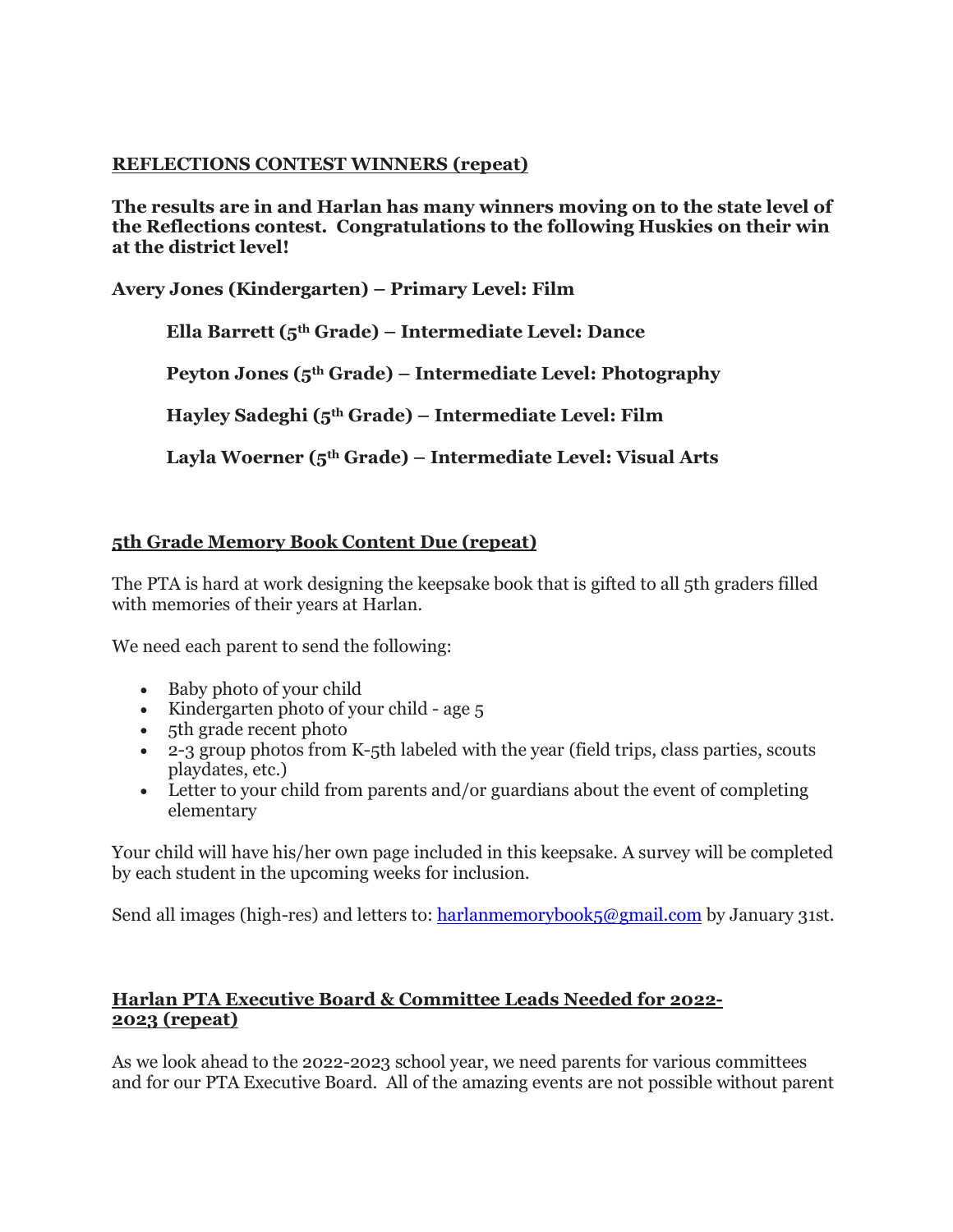**REFLECTIONS CONTEST WINNERS (repeat)**

**The results are in and Harlan has many winners moving on to the state level of the Reflections contest. Congratulations to the following Huskies on their win at the district level!**

**Avery Jones (Kindergarten) – Primary Level: Film**

**Ella Barrett (5th Grade) – Intermediate Level: Dance**

**Peyton Jones (5th Grade) – Intermediate Level: Photography**

**Hayley Sadeghi (5th Grade) – Intermediate Level: Film**

**Layla Woerner (5th Grade) – Intermediate Level: Visual Arts**

**5th Grade Memory Book Content Due (repeat)**

The PTA is hard at work designing the keepsake book that is gifted to all 5th graders filled with memories of their years at Harlan.

We need each parent to send the following:

- Baby photo of your child
- Kindergarten photo of your child - age 5
- 5th grade recent photo
- 2-3 group photos from K-5th labeled with the year (field trips, class parties, scouts playdates, etc.)
- Letter to your child from parents and/or guardians about the event of completing elementary

Your child will have his/her own page included in this keepsake. A survey will be completed by each student in the upcoming weeks for inclusion.

Send all images (high-res) and letters to: harlanmemorybook5@gmail.com by January 31st.

**Harlan PTA Executive Board & Committee Leads Needed for 2022-2023 (repeat)**

As we look ahead to the 2022-2023 school year, we need parents for various committees and for our PTA Executive Board. All of the amazing events are not possible without parent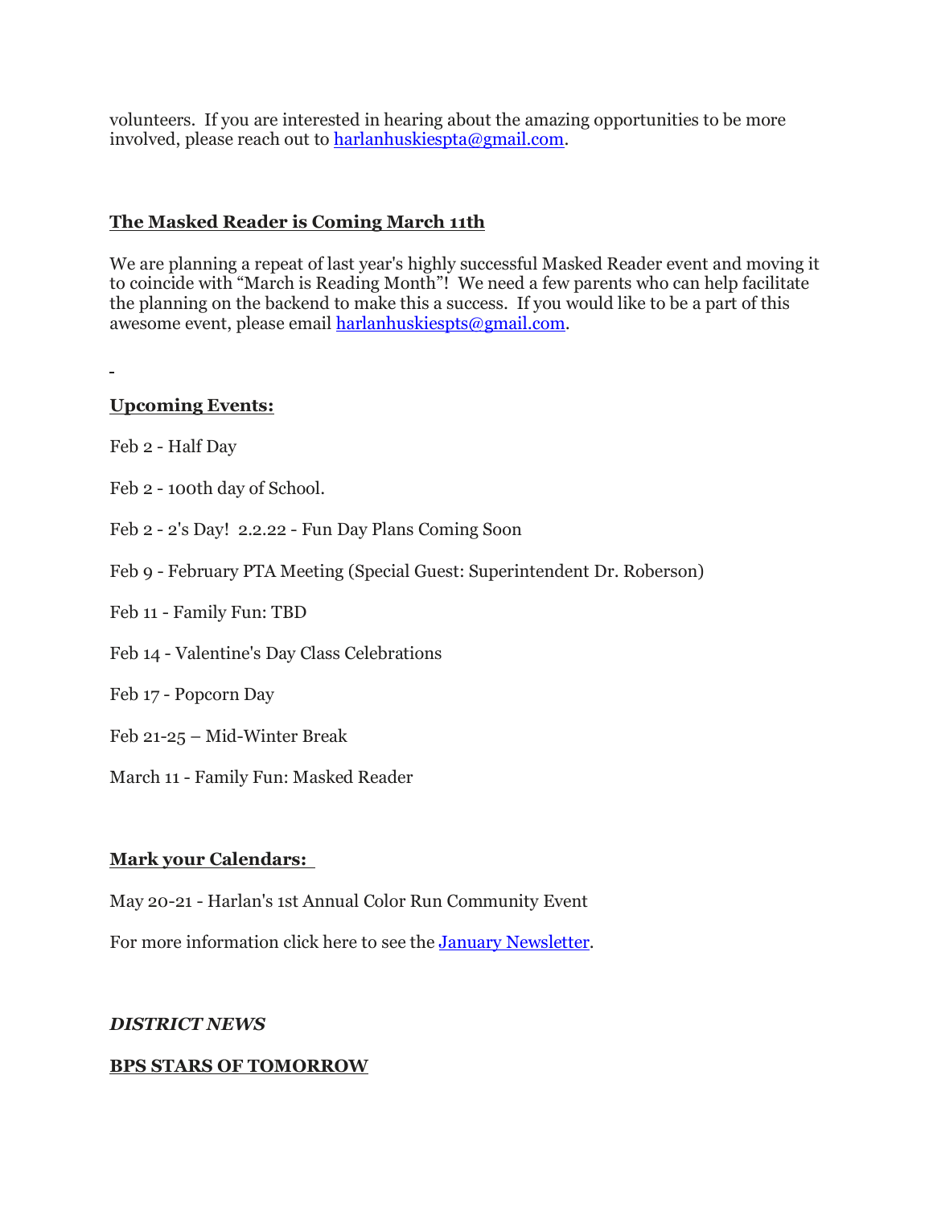volunteers. If you are interested in hearing about the amazing opportunities to be more involved, please reach out to harlanhuskiespta@gmail.com.

**The Masked Reader is Coming March 11th**

We are planning a repeat of last year's highly successful Masked Reader event and moving it to coincide with "March is Reading Month"! We need a few parents who can help facilitate the planning on the backend to make this a success. If you would like to be a part of this awesome event, please email harlanhuskiespts@gmail.com.

**Upcoming Events:**

Feb 2 - Half Day

Feb 2 - 100th day of School.

Feb 2 - 2's Day! 2.2.22 - Fun Day Plans Coming Soon

Feb 9 - February PTA Meeting (Special Guest: Superintendent Dr. Roberson)

Feb 11 - Family Fun: TBD

Feb 14 - Valentine's Day Class Celebrations

Feb 17 - Popcorn Day

Feb 21-25 – Mid-Winter Break

March 11 - Family Fun: Masked Reader

**Mark your Calendars:**

May 20-21 - Harlan's 1st Annual Color Run Community Event

For more information click here to see the January Newsletter.

***DISTRICT NEWS***

**BPS STARS OF TOMORROW**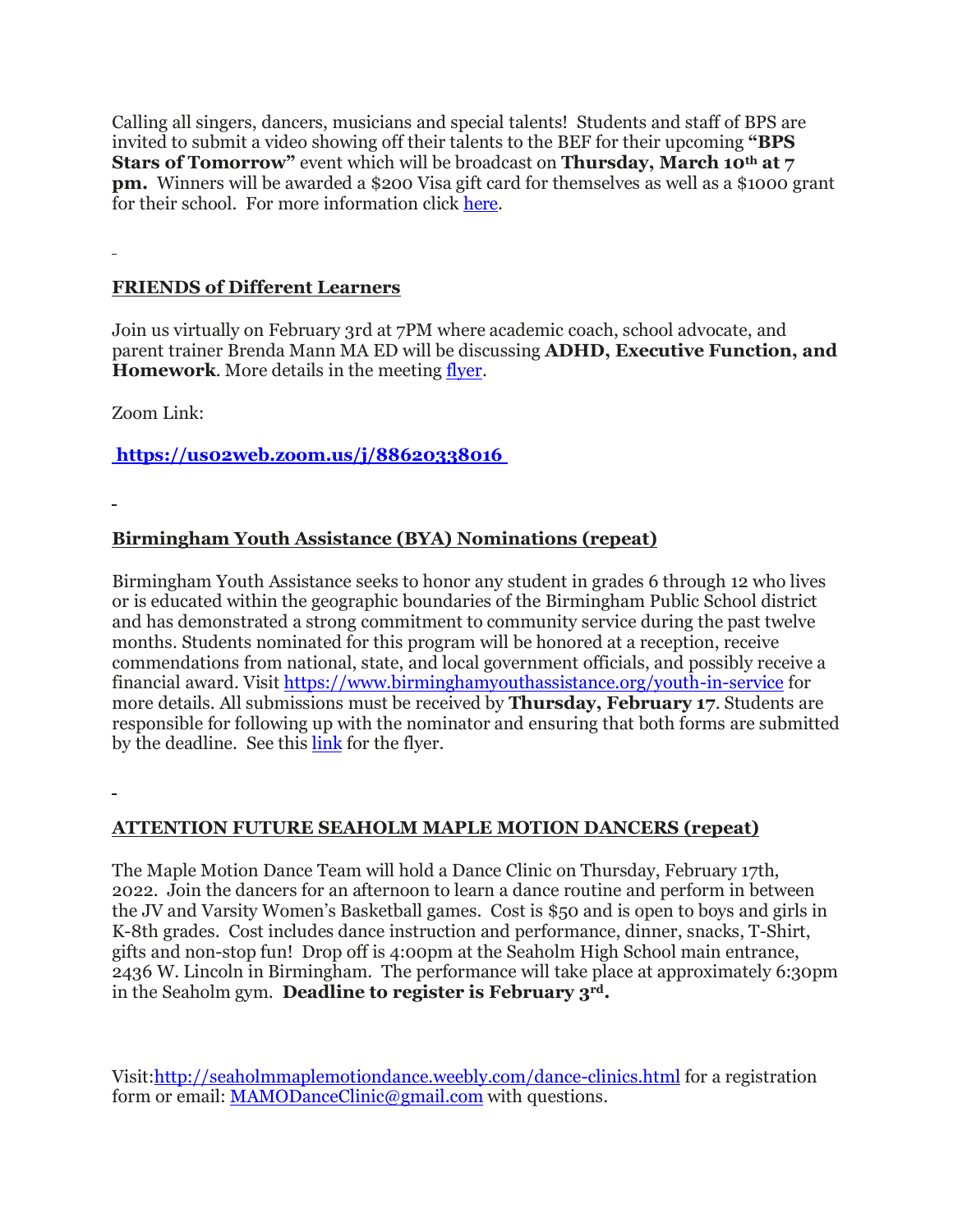Calling all singers, dancers, musicians and special talents! Students and staff of BPS are invited to submit a video showing off their talents to the BEF for their upcoming **"BPS Stars of Tomorrow"** event which will be broadcast on **Thursday, March 10th at 7 pm.** Winners will be awarded a $200 Visa gift card for themselves as well as a $1000 grant for their school. For more information click here.

## FRIENDS of Different Learners

Join us virtually on February 3rd at 7PM where academic coach, school advocate, and parent trainer Brenda Mann MA ED will be discussing **ADHD, Executive Function, and Homework**. More details in the meeting flyer.

Zoom Link:

**https://us02web.zoom.us/j/88620338016**

## Birmingham Youth Assistance (BYA) Nominations (repeat)

Birmingham Youth Assistance seeks to honor any student in grades 6 through 12 who lives or is educated within the geographic boundaries of the Birmingham Public School district and has demonstrated a strong commitment to community service during the past twelve months. Students nominated for this program will be honored at a reception, receive commendations from national, state, and local government officials, and possibly receive a financial award. Visit https://www.birminghamyouthassistance.org/youth-in-service for more details. All submissions must be received by **Thursday, February 17**. Students are responsible for following up with the nominator and ensuring that both forms are submitted by the deadline. See this link for the flyer.

## ATTENTION FUTURE SEAHOLM MAPLE MOTION DANCERS (repeat)

The Maple Motion Dance Team will hold a Dance Clinic on Thursday, February 17th, 2022. Join the dancers for an afternoon to learn a dance routine and perform in between the JV and Varsity Women's Basketball games. Cost is $50 and is open to boys and girls in K-8th grades. Cost includes dance instruction and performance, dinner, snacks, T-Shirt, gifts and non-stop fun! Drop off is 4:00pm at the Seaholm High School main entrance, 2436 W. Lincoln in Birmingham. The performance will take place at approximately 6:30pm in the Seaholm gym. **Deadline to register is February 3rd.**

Visit:http://seaholmmaplemotiondance.weebly.com/dance-clinics.html for a registration form or email: MAMODanceClinic@gmail.com with questions.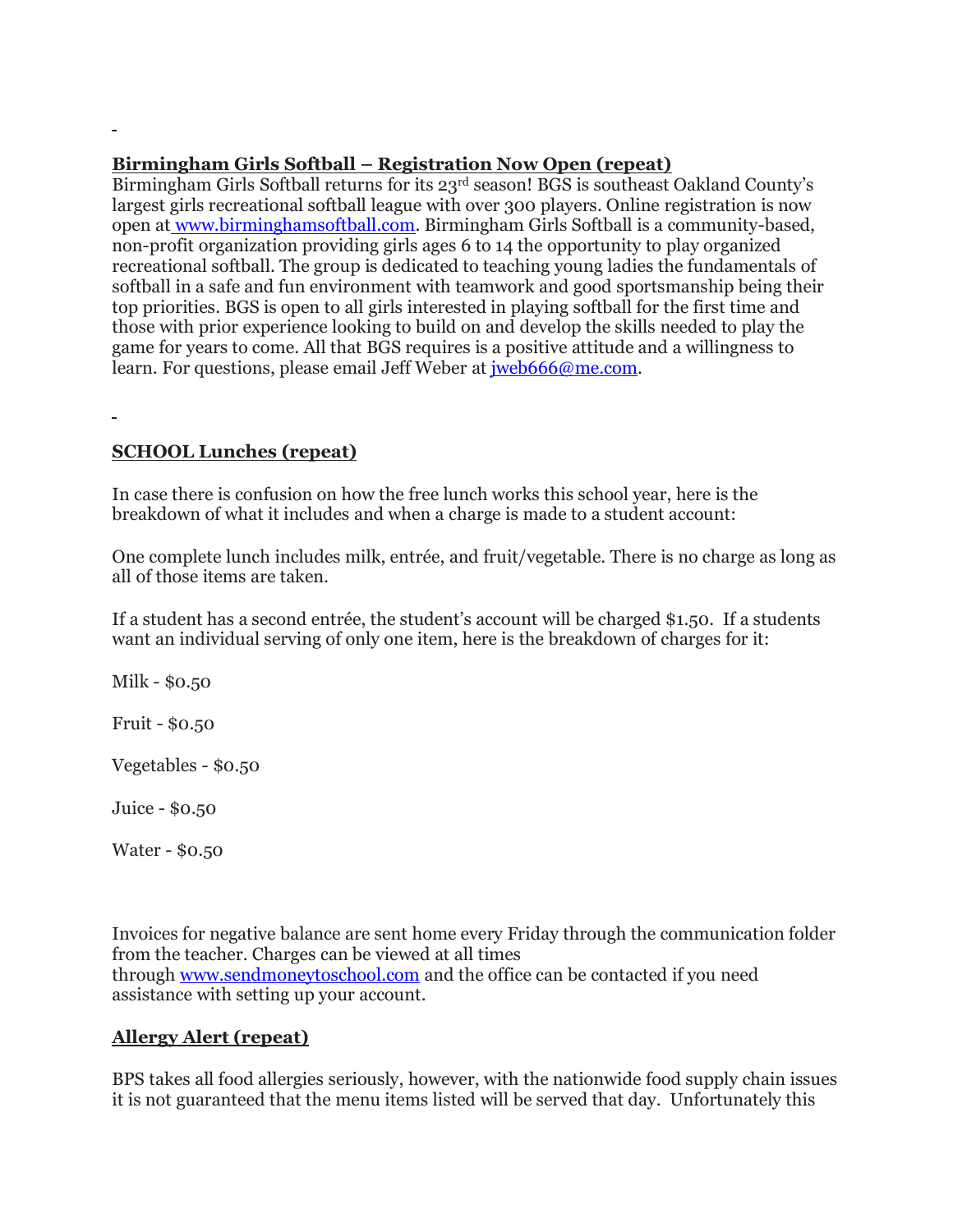**Birmingham Girls Softball – Registration Now Open (repeat)**

Birmingham Girls Softball returns for its 23rd season! BGS is southeast Oakland County's largest girls recreational softball league with over 300 players. Online registration is now open at www.birminghamsoftball.com. Birmingham Girls Softball is a community-based, non-profit organization providing girls ages 6 to 14 the opportunity to play organized recreational softball. The group is dedicated to teaching young ladies the fundamentals of softball in a safe and fun environment with teamwork and good sportsmanship being their top priorities. BGS is open to all girls interested in playing softball for the first time and those with prior experience looking to build on and develop the skills needed to play the game for years to come. All that BGS requires is a positive attitude and a willingness to learn. For questions, please email Jeff Weber at jweb666@me.com.

**SCHOOL Lunches (repeat)**

In case there is confusion on how the free lunch works this school year, here is the breakdown of what it includes and when a charge is made to a student account:

One complete lunch includes milk, entrée, and fruit/vegetable. There is no charge as long as all of those items are taken.

If a student has a second entrée, the student's account will be charged $1.50. If a students want an individual serving of only one item, here is the breakdown of charges for it:

Milk - $0.50

Fruit - $0.50

Vegetables - $0.50

Juice - $0.50

Water - $0.50

Invoices for negative balance are sent home every Friday through the communication folder from the teacher. Charges can be viewed at all times through www.sendmoneytoschool.com and the office can be contacted if you need assistance with setting up your account.

**Allergy Alert (repeat)**

BPS takes all food allergies seriously, however, with the nationwide food supply chain issues it is not guaranteed that the menu items listed will be served that day. Unfortunately this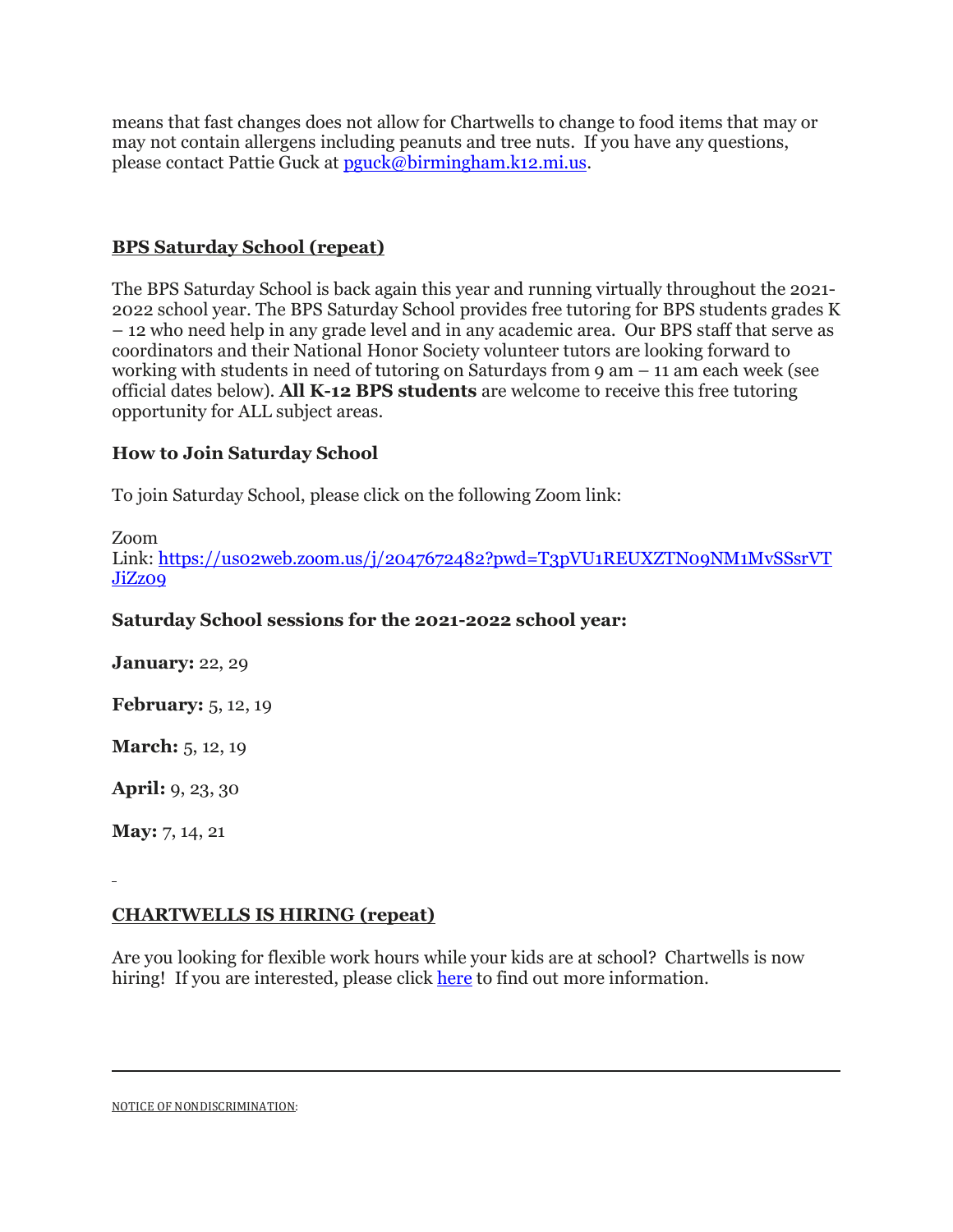means that fast changes does not allow for Chartwells to change to food items that may or may not contain allergens including peanuts and tree nuts. If you have any questions, please contact Pattie Guck at [pguck@birmingham.k12.mi.us](mailto:pguck@birmingham.k12.mi.us).

## BPS Saturday School (repeat)

The BPS Saturday School is back again this year and running virtually throughout the 2021-2022 school year. The BPS Saturday School provides free tutoring for BPS students grades K – 12 who need help in any grade level and in any academic area. Our BPS staff that serve as coordinators and their National Honor Society volunteer tutors are looking forward to working with students in need of tutoring on Saturdays from 9 am – 11 am each week (see official dates below). **All K-12 BPS students** are welcome to receive this free tutoring opportunity for ALL subject areas.

### How to Join Saturday School

To join Saturday School, please click on the following Zoom link:

Zoom
Link: [https://us02web.zoom.us/j/2047672482?pwd=T3pVU1REUXZTN09NM1MvSSsrVTJiZz09](https://us02web.zoom.us/j/2047672482?pwd=T3pVU1REUXZTN09NM1MvSSsrVTJiZz09)

### Saturday School sessions for the 2021-2022 school year:

**January:** 22, 29

**February:** 5, 12, 19

**March:** 5, 12, 19

**April:** 9, 23, 30

**May:** 7, 14, 21

## CHARTWELLS IS HIRING (repeat)

Are you looking for flexible work hours while your kids are at school? Chartwells is now hiring! If you are interested, please click here to find out more information.

---

NOTICE OF NONDISCRIMINATION: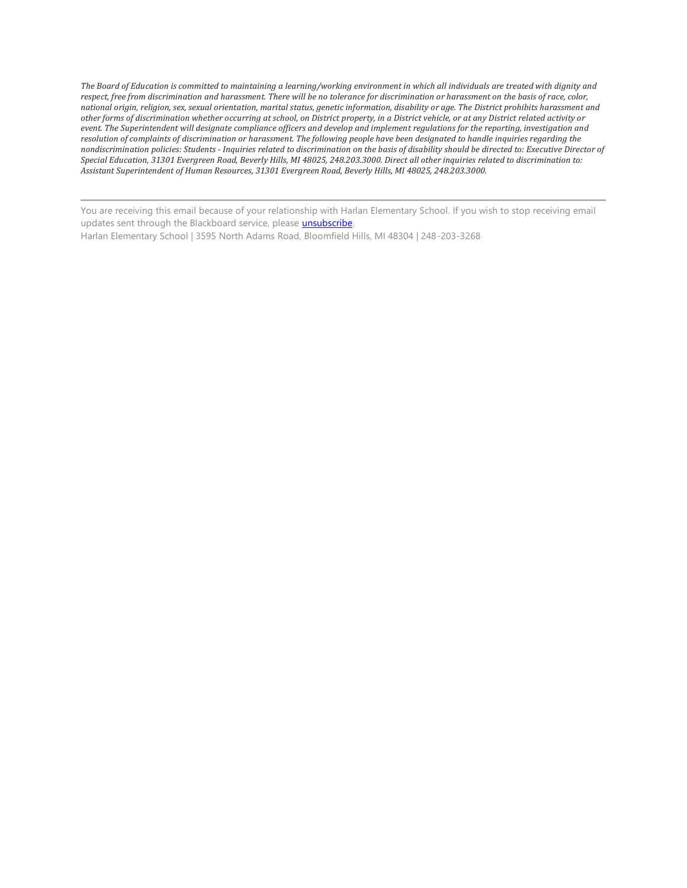*The Board of Education is committed to maintaining a learning/working environment in which all individuals are treated with dignity and respect, free from discrimination and harassment. There will be no tolerance for discrimination or harassment on the basis of race, color, national origin, religion, sex, sexual orientation, marital status, genetic information, disability or age. The District prohibits harassment and other forms of discrimination whether occurring at school, on District property, in a District vehicle, or at any District related activity or event. The Superintendent will designate compliance officers and develop and implement regulations for the reporting, investigation and resolution of complaints of discrimination or harassment. The following people have been designated to handle inquiries regarding the nondiscrimination policies: Students - Inquiries related to discrimination on the basis of disability should be directed to: Executive Director of Special Education, 31301 Evergreen Road, Beverly Hills, MI 48025, 248.203.3000. Direct all other inquiries related to discrimination to: Assistant Superintendent of Human Resources, 31301 Evergreen Road, Beverly Hills, MI 48025, 248.203.3000.*

---

You are receiving this email because of your relationship with Harlan Elementary School. If you wish to stop receiving email updates sent through the Blackboard service, please unsubscribe.

Harlan Elementary School | 3595 North Adams Road, Bloomfield Hills, MI 48304 | 248-203-3268